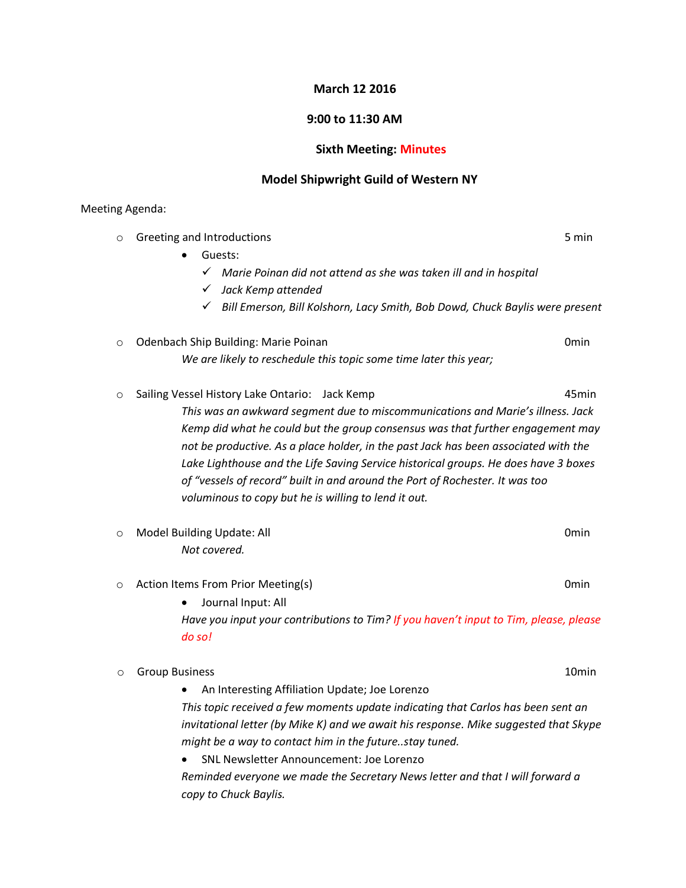**March 12 2016**

**9:00 to 11:30 AM**

**Sixth Meeting: Minutes**

**Model Shipwright Guild of Western NY**

Meeting Agenda:

- Greeting and Introductions — 5 min
  - Guests:
    - ✓ *Marie Poinan did not attend as she was taken ill and in hospital*
    - ✓ *Jack Kemp attended*
    - ✓ *Bill Emerson, Bill Kolshorn, Lacy Smith, Bob Dowd, Chuck Baylis were present*

- Odenbach Ship Building: Marie Poinan — 0min

  *We are likely to reschedule this topic some time later this year;*

- Sailing Vessel History Lake Ontario: Jack Kemp — 45min

  *This was an awkward segment due to miscommunications and Marie's illness. Jack Kemp did what he could but the group consensus was that further engagement may not be productive. As a place holder, in the past Jack has been associated with the Lake Lighthouse and the Life Saving Service historical groups. He does have 3 boxes of "vessels of record" built in and around the Port of Rochester. It was too voluminous to copy but he is willing to lend it out.*

- Model Building Update: All — 0min

  *Not covered.*

- Action Items From Prior Meeting(s) — 0min
  - Journal Input: All

  *Have you input your contributions to Tim? If you haven't input to Tim, please, please do so!*

- Group Business — 10min
  - An Interesting Affiliation Update; Joe Lorenzo

  *This topic received a few moments update indicating that Carlos has been sent an invitational letter (by Mike K) and we await his response. Mike suggested that Skype might be a way to contact him in the future..stay tuned.*

  - SNL Newsletter Announcement: Joe Lorenzo

  *Reminded everyone we made the Secretary News letter and that I will forward a copy to Chuck Baylis.*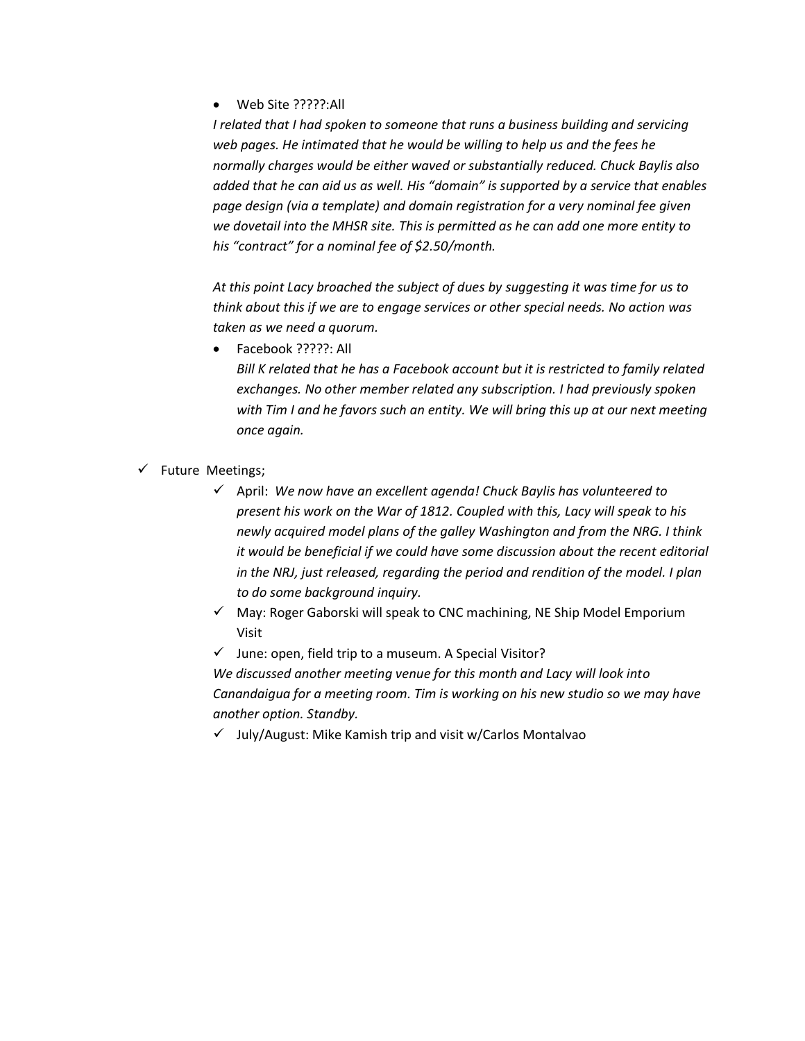- Web Site ?????:All

  *I related that I had spoken to someone that runs a business building and servicing web pages. He intimated that he would be willing to help us and the fees he normally charges would be either waved or substantially reduced. Chuck Baylis also added that he can aid us as well. His "domain" is supported by a service that enables page design (via a template) and domain registration for a very nominal fee given we dovetail into the MHSR site. This is permitted as he can add one more entity to his "contract" for a nominal fee of $2.50/month.*

  *At this point Lacy broached the subject of dues by suggesting it was time for us to think about this if we are to engage services or other special needs. No action was taken as we need a quorum.*

- Facebook ?????: All

  *Bill K related that he has a Facebook account but it is restricted to family related exchanges. No other member related any subscription. I had previously spoken with Tim I and he favors such an entity. We will bring this up at our next meeting once again.*

✓ Future Meetings;

  - ✓ April: *We now have an excellent agenda! Chuck Baylis has volunteered to present his work on the War of 1812. Coupled with this, Lacy will speak to his newly acquired model plans of the galley Washington and from the NRG. I think it would be beneficial if we could have some discussion about the recent editorial in the NRJ, just released, regarding the period and rendition of the model. I plan to do some background inquiry.*
  - ✓ May: Roger Gaborski will speak to CNC machining, NE Ship Model Emporium Visit
  - ✓ June: open, field trip to a museum. A Special Visitor?

    *We discussed another meeting venue for this month and Lacy will look into Canandaigua for a meeting room. Tim is working on his new studio so we may have another option. Standby.*
  - ✓ July/August: Mike Kamish trip and visit w/Carlos Montalvao